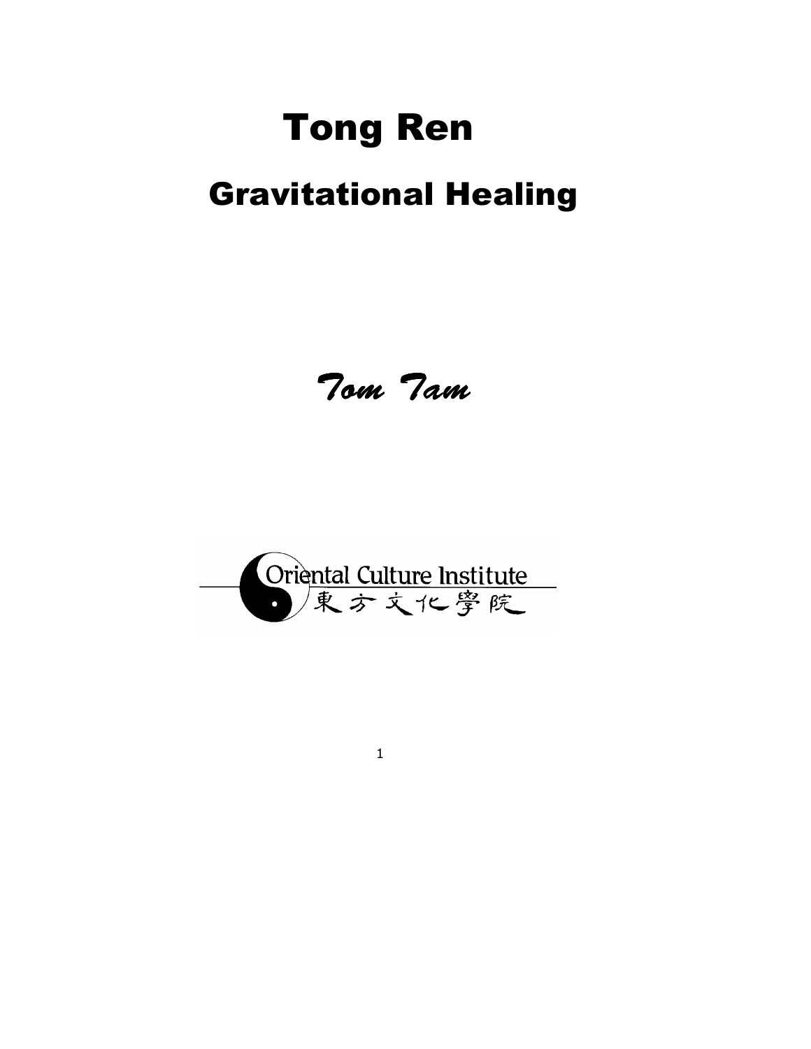# Tong Ren

## Gravitational Healing

*Tom Tam*

Oriental Culture Institute
東方文化學院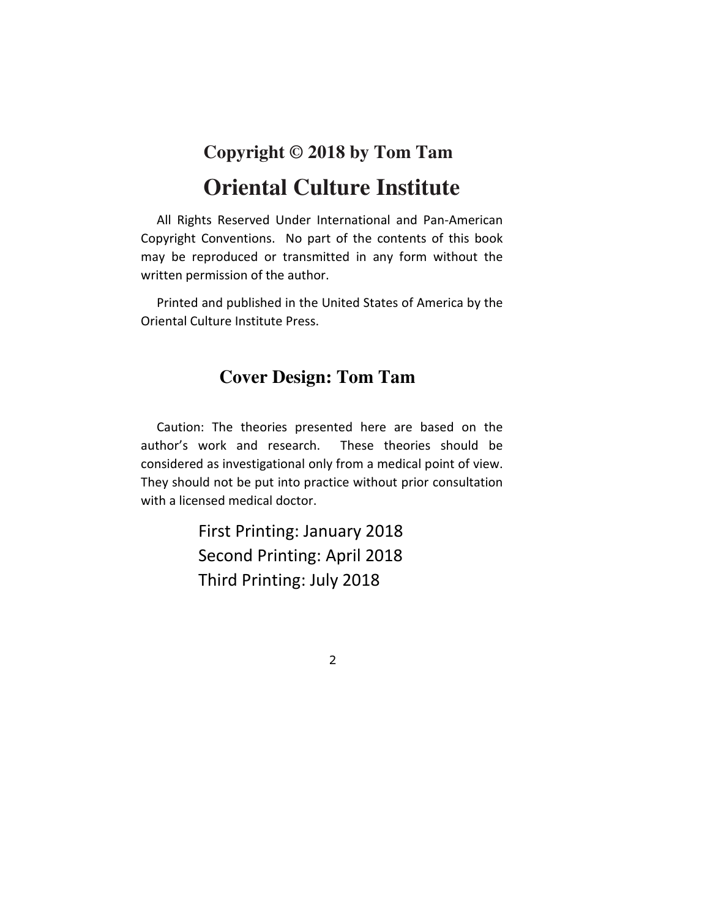**Copyright © 2018 by Tom Tam**

# Oriental Culture Institute

All Rights Reserved Under International and Pan-American Copyright Conventions. No part of the contents of this book may be reproduced or transmitted in any form without the written permission of the author.

Printed and published in the United States of America by the Oriental Culture Institute Press.

**Cover Design: Tom Tam**

Caution: The theories presented here are based on the author's work and research. These theories should be considered as investigational only from a medical point of view. They should not be put into practice without prior consultation with a licensed medical doctor.

First Printing: January 2018
Second Printing: April 2018
Third Printing: July 2018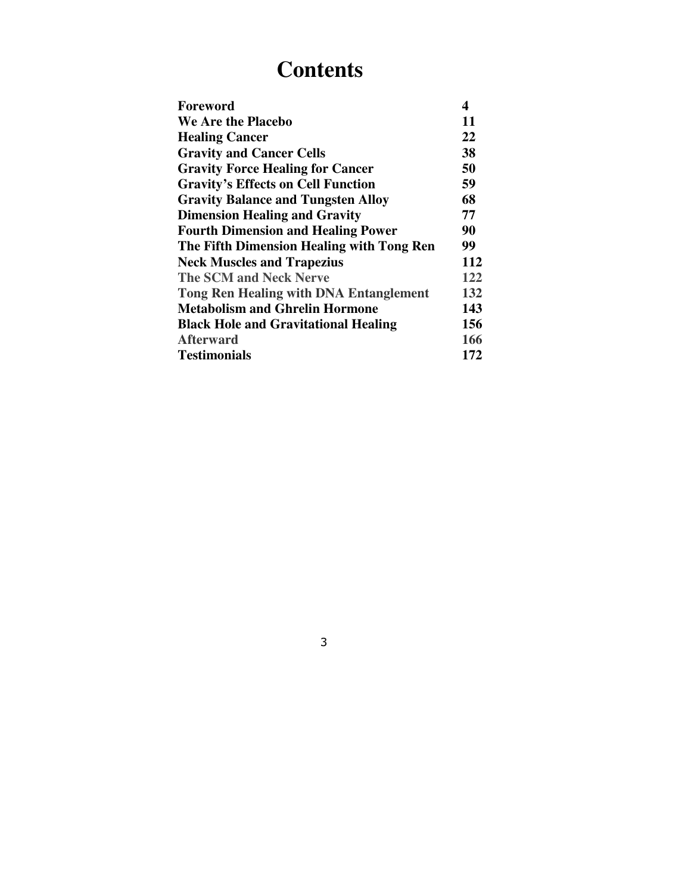# Contents

| | |
|---|---|
| **Foreword** | **4** |
| **We Are the Placebo** | **11** |
| **Healing Cancer** | **22** |
| **Gravity and Cancer Cells** | **38** |
| **Gravity Force Healing for Cancer** | **50** |
| **Gravity's Effects on Cell Function** | **59** |
| **Gravity Balance and Tungsten Alloy** | **68** |
| **Dimension Healing and Gravity** | **77** |
| **Fourth Dimension and Healing Power** | **90** |
| **The Fifth Dimension Healing with Tong Ren** | **99** |
| **Neck Muscles and Trapezius** | **112** |
| **The SCM and Neck Nerve** | **122** |
| **Tong Ren Healing with DNA Entanglement** | **132** |
| **Metabolism and Ghrelin Hormone** | **143** |
| **Black Hole and Gravitational Healing** | **156** |
| **Afterward** | **166** |
| **Testimonials** | **172** |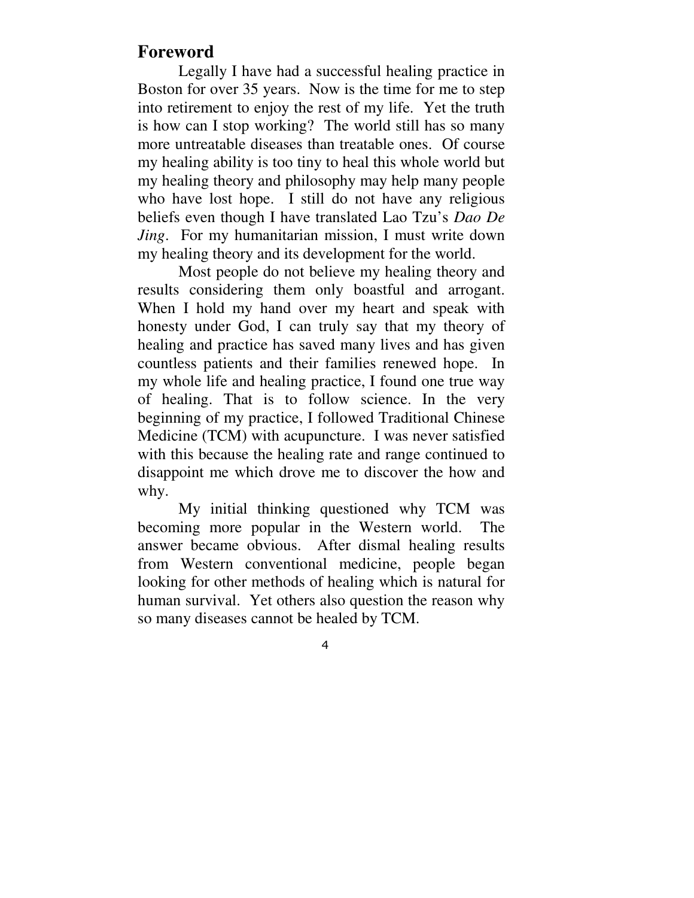## Foreword

Legally I have had a successful healing practice in Boston for over 35 years. Now is the time for me to step into retirement to enjoy the rest of my life. Yet the truth is how can I stop working? The world still has so many more untreatable diseases than treatable ones. Of course my healing ability is too tiny to heal this whole world but my healing theory and philosophy may help many people who have lost hope. I still do not have any religious beliefs even though I have translated Lao Tzu's *Dao De Jing*. For my humanitarian mission, I must write down my healing theory and its development for the world.

Most people do not believe my healing theory and results considering them only boastful and arrogant. When I hold my hand over my heart and speak with honesty under God, I can truly say that my theory of healing and practice has saved many lives and has given countless patients and their families renewed hope. In my whole life and healing practice, I found one true way of healing. That is to follow science. In the very beginning of my practice, I followed Traditional Chinese Medicine (TCM) with acupuncture. I was never satisfied with this because the healing rate and range continued to disappoint me which drove me to discover the how and why.

My initial thinking questioned why TCM was becoming more popular in the Western world. The answer became obvious. After dismal healing results from Western conventional medicine, people began looking for other methods of healing which is natural for human survival. Yet others also question the reason why so many diseases cannot be healed by TCM.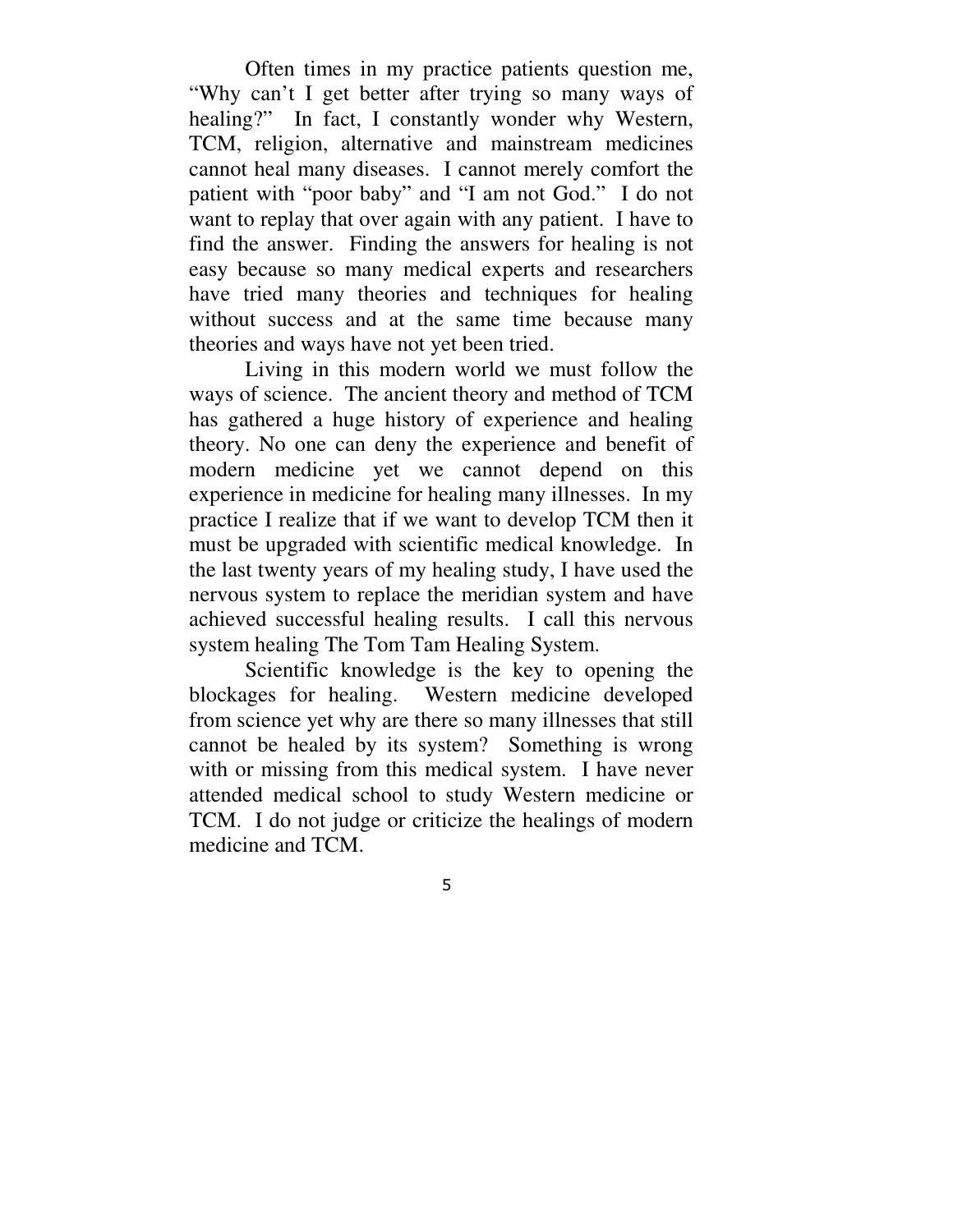Often times in my practice patients question me, "Why can't I get better after trying so many ways of healing?" In fact, I constantly wonder why Western, TCM, religion, alternative and mainstream medicines cannot heal many diseases. I cannot merely comfort the patient with "poor baby" and "I am not God." I do not want to replay that over again with any patient. I have to find the answer. Finding the answers for healing is not easy because so many medical experts and researchers have tried many theories and techniques for healing without success and at the same time because many theories and ways have not yet been tried.

Living in this modern world we must follow the ways of science. The ancient theory and method of TCM has gathered a huge history of experience and healing theory. No one can deny the experience and benefit of modern medicine yet we cannot depend on this experience in medicine for healing many illnesses. In my practice I realize that if we want to develop TCM then it must be upgraded with scientific medical knowledge. In the last twenty years of my healing study, I have used the nervous system to replace the meridian system and have achieved successful healing results. I call this nervous system healing The Tom Tam Healing System.

Scientific knowledge is the key to opening the blockages for healing. Western medicine developed from science yet why are there so many illnesses that still cannot be healed by its system? Something is wrong with or missing from this medical system. I have never attended medical school to study Western medicine or TCM. I do not judge or criticize the healings of modern medicine and TCM.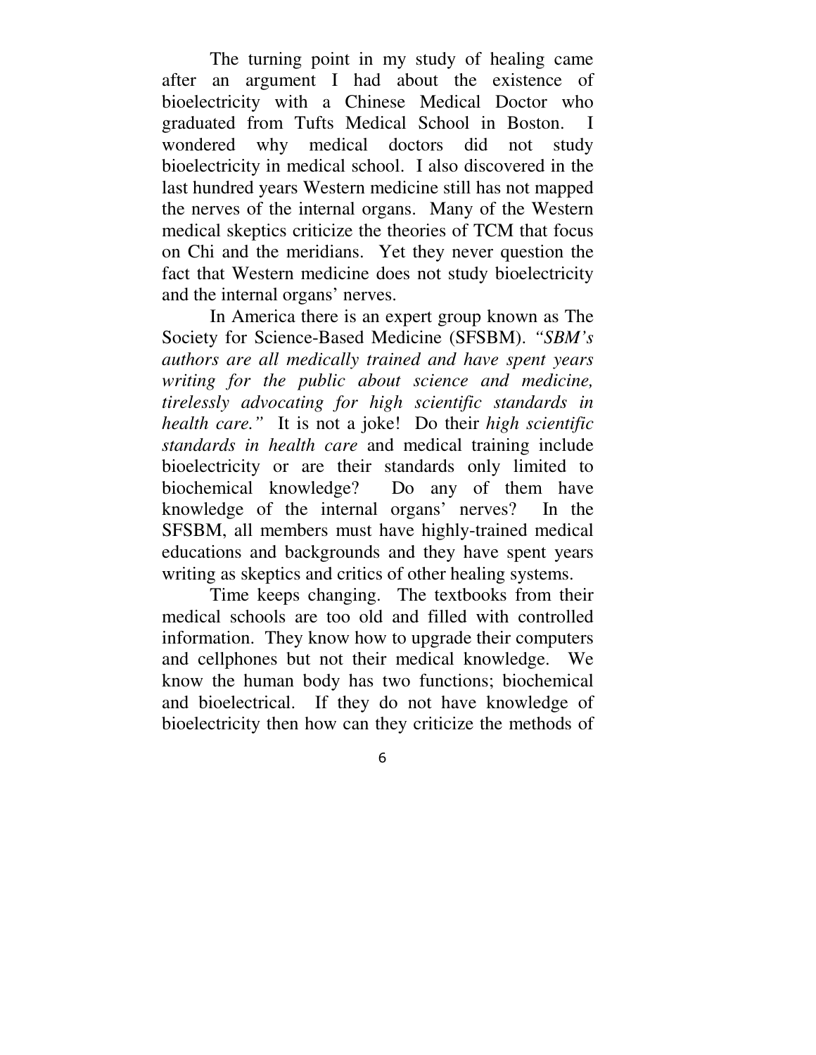The turning point in my study of healing came after an argument I had about the existence of bioelectricity with a Chinese Medical Doctor who graduated from Tufts Medical School in Boston. I wondered why medical doctors did not study bioelectricity in medical school. I also discovered in the last hundred years Western medicine still has not mapped the nerves of the internal organs. Many of the Western medical skeptics criticize the theories of TCM that focus on Chi and the meridians. Yet they never question the fact that Western medicine does not study bioelectricity and the internal organs' nerves.

In America there is an expert group known as The Society for Science-Based Medicine (SFSBM). *"SBM's authors are all medically trained and have spent years writing for the public about science and medicine, tirelessly advocating for high scientific standards in health care."* It is not a joke! Do their *high scientific standards in health care* and medical training include bioelectricity or are their standards only limited to biochemical knowledge? Do any of them have knowledge of the internal organs' nerves? In the SFSBM, all members must have highly-trained medical educations and backgrounds and they have spent years writing as skeptics and critics of other healing systems.

Time keeps changing. The textbooks from their medical schools are too old and filled with controlled information. They know how to upgrade their computers and cellphones but not their medical knowledge. We know the human body has two functions; biochemical and bioelectrical. If they do not have knowledge of bioelectricity then how can they criticize the methods of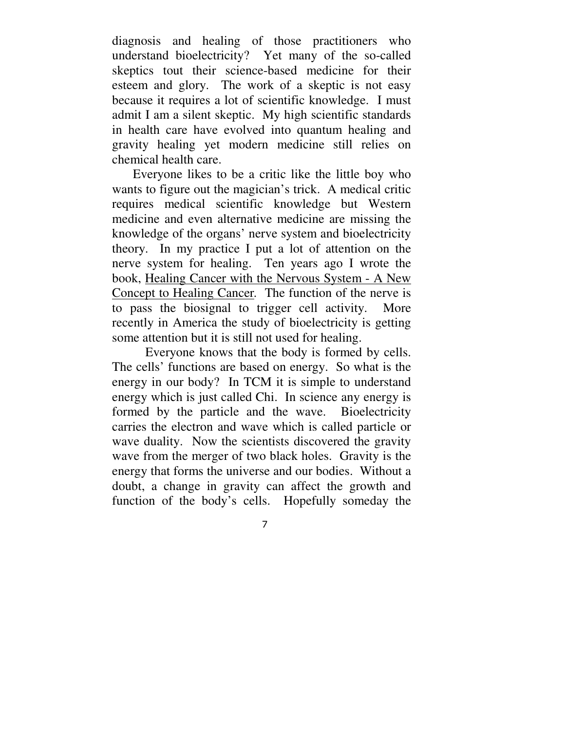diagnosis and healing of those practitioners who understand bioelectricity? Yet many of the so-called skeptics tout their science-based medicine for their esteem and glory. The work of a skeptic is not easy because it requires a lot of scientific knowledge. I must admit I am a silent skeptic. My high scientific standards in health care have evolved into quantum healing and gravity healing yet modern medicine still relies on chemical health care.

Everyone likes to be a critic like the little boy who wants to figure out the magician's trick. A medical critic requires medical scientific knowledge but Western medicine and even alternative medicine are missing the knowledge of the organs' nerve system and bioelectricity theory. In my practice I put a lot of attention on the nerve system for healing. Ten years ago I wrote the book, <u>Healing Cancer with the Nervous System - A New Concept to Healing Cancer</u>. The function of the nerve is to pass the biosignal to trigger cell activity. More recently in America the study of bioelectricity is getting some attention but it is still not used for healing.

Everyone knows that the body is formed by cells. The cells' functions are based on energy. So what is the energy in our body? In TCM it is simple to understand energy which is just called Chi. In science any energy is formed by the particle and the wave. Bioelectricity carries the electron and wave which is called particle or wave duality. Now the scientists discovered the gravity wave from the merger of two black holes. Gravity is the energy that forms the universe and our bodies. Without a doubt, a change in gravity can affect the growth and function of the body's cells. Hopefully someday the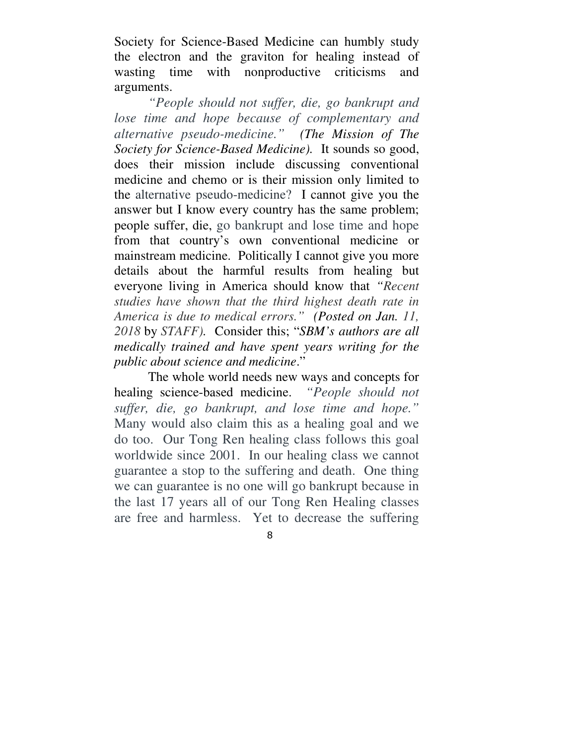Society for Science-Based Medicine can humbly study the electron and the graviton for healing instead of wasting time with nonproductive criticisms and arguments.

*"People should not suffer, die, go bankrupt and lose time and hope because of complementary and alternative pseudo-medicine." (The Mission of The Society for Science-Based Medicine).* It sounds so good, does their mission include discussing conventional medicine and chemo or is their mission only limited to the alternative pseudo-medicine? I cannot give you the answer but I know every country has the same problem; people suffer, die, go bankrupt and lose time and hope from that country's own conventional medicine or mainstream medicine. Politically I cannot give you more details about the harmful results from healing but everyone living in America should know that *"Recent studies have shown that the third highest death rate in America is due to medical errors." (Posted on Jan. 11, 2018* by *STAFF).* Consider this; "***SBM's authors are all medically trained and have spent years writing for the public about science and medicine***."

The whole world needs new ways and concepts for healing science-based medicine. *"People should not suffer, die, go bankrupt, and lose time and hope."* Many would also claim this as a healing goal and we do too. Our Tong Ren healing class follows this goal worldwide since 2001. In our healing class we cannot guarantee a stop to the suffering and death. One thing we can guarantee is no one will go bankrupt because in the last 17 years all of our Tong Ren Healing classes are free and harmless. Yet to decrease the suffering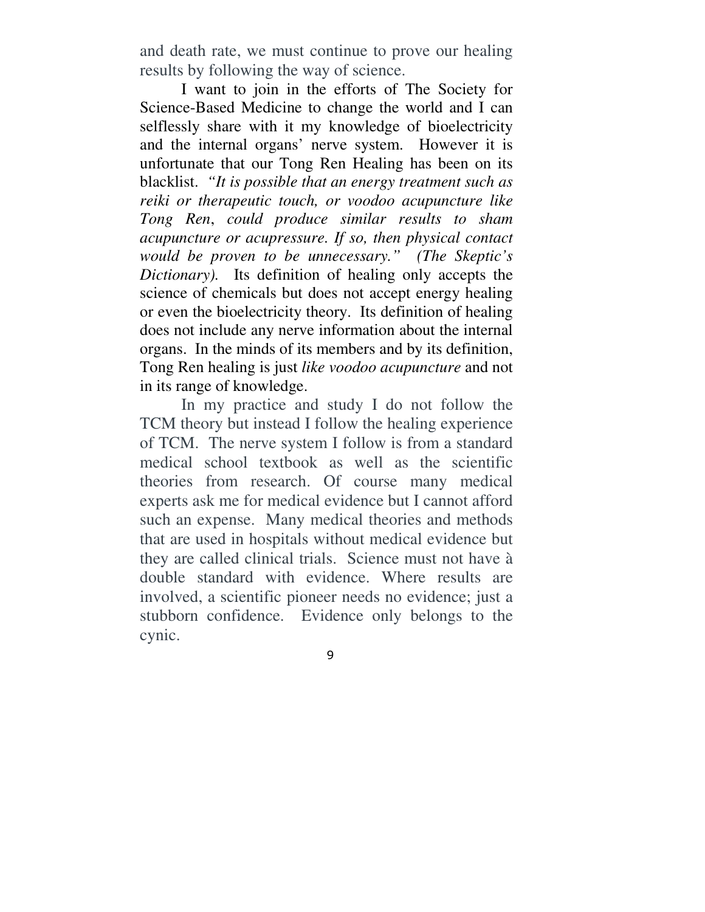and death rate, we must continue to prove our healing results by following the way of science.

I want to join in the efforts of The Society for Science-Based Medicine to change the world and I can selflessly share with it my knowledge of bioelectricity and the internal organs' nerve system. However it is unfortunate that our Tong Ren Healing has been on its blacklist. *"It is possible that an energy treatment such as reiki or therapeutic touch, or voodoo acupuncture like Tong Ren, could produce similar results to sham acupuncture or acupressure. If so, then physical contact would be proven to be unnecessary." (The Skeptic's Dictionary).* Its definition of healing only accepts the science of chemicals but does not accept energy healing or even the bioelectricity theory. Its definition of healing does not include any nerve information about the internal organs. In the minds of its members and by its definition, Tong Ren healing is just *like voodoo acupuncture* and not in its range of knowledge.

In my practice and study I do not follow the TCM theory but instead I follow the healing experience of TCM. The nerve system I follow is from a standard medical school textbook as well as the scientific theories from research. Of course many medical experts ask me for medical evidence but I cannot afford such an expense. Many medical theories and methods that are used in hospitals without medical evidence but they are called clinical trials. Science must not have à double standard with evidence. Where results are involved, a scientific pioneer needs no evidence; just a stubborn confidence. Evidence only belongs to the cynic.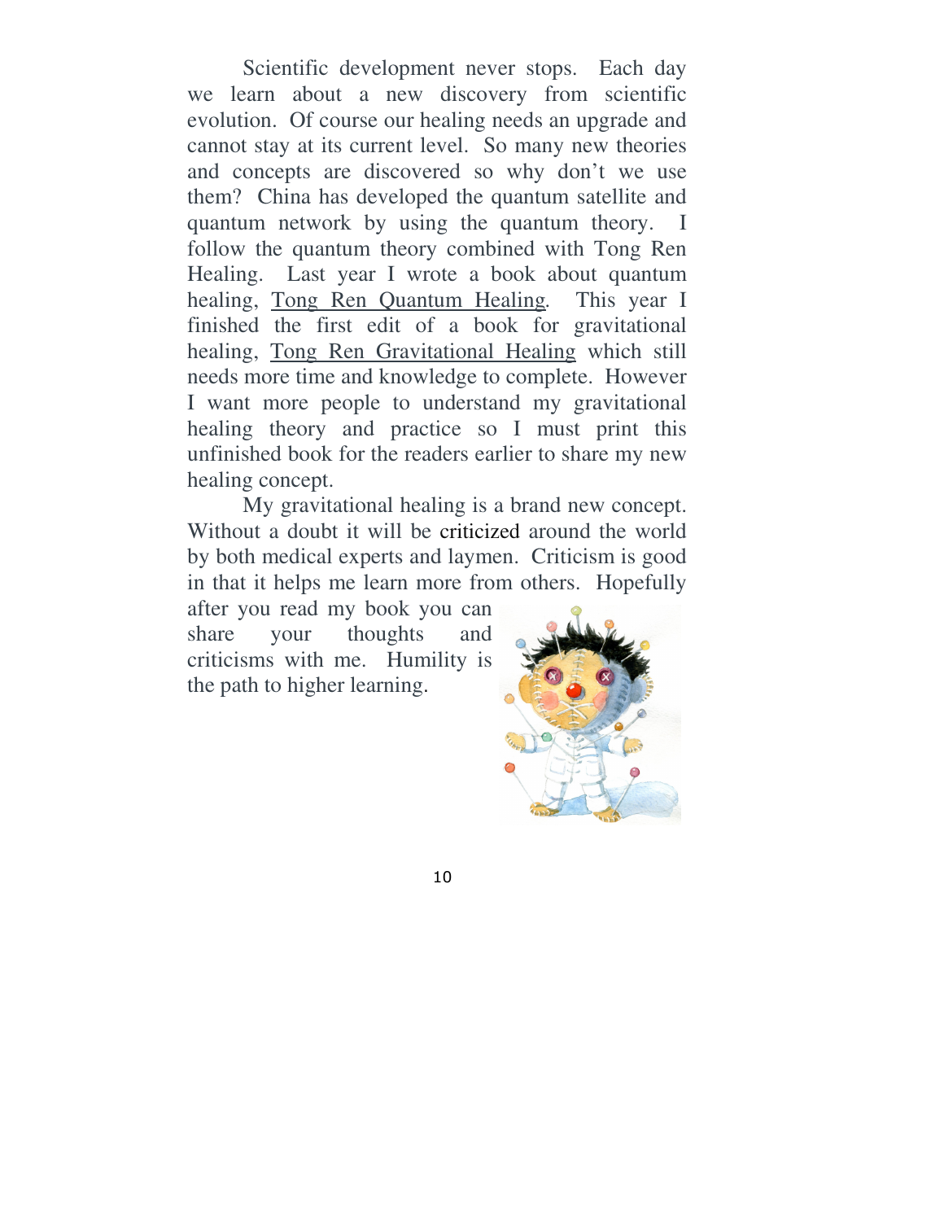Scientific development never stops. Each day we learn about a new discovery from scientific evolution. Of course our healing needs an upgrade and cannot stay at its current level. So many new theories and concepts are discovered so why don't we use them? China has developed the quantum satellite and quantum network by using the quantum theory. I follow the quantum theory combined with Tong Ren Healing. Last year I wrote a book about quantum healing, Tong Ren Quantum Healing. This year I finished the first edit of a book for gravitational healing, Tong Ren Gravitational Healing which still needs more time and knowledge to complete. However I want more people to understand my gravitational healing theory and practice so I must print this unfinished book for the readers earlier to share my new healing concept.

My gravitational healing is a brand new concept. Without a doubt it will be criticized around the world by both medical experts and laymen. Criticism is good in that it helps me learn more from others. Hopefully after you read my book you can share your thoughts and criticisms with me. Humility is the path to higher learning.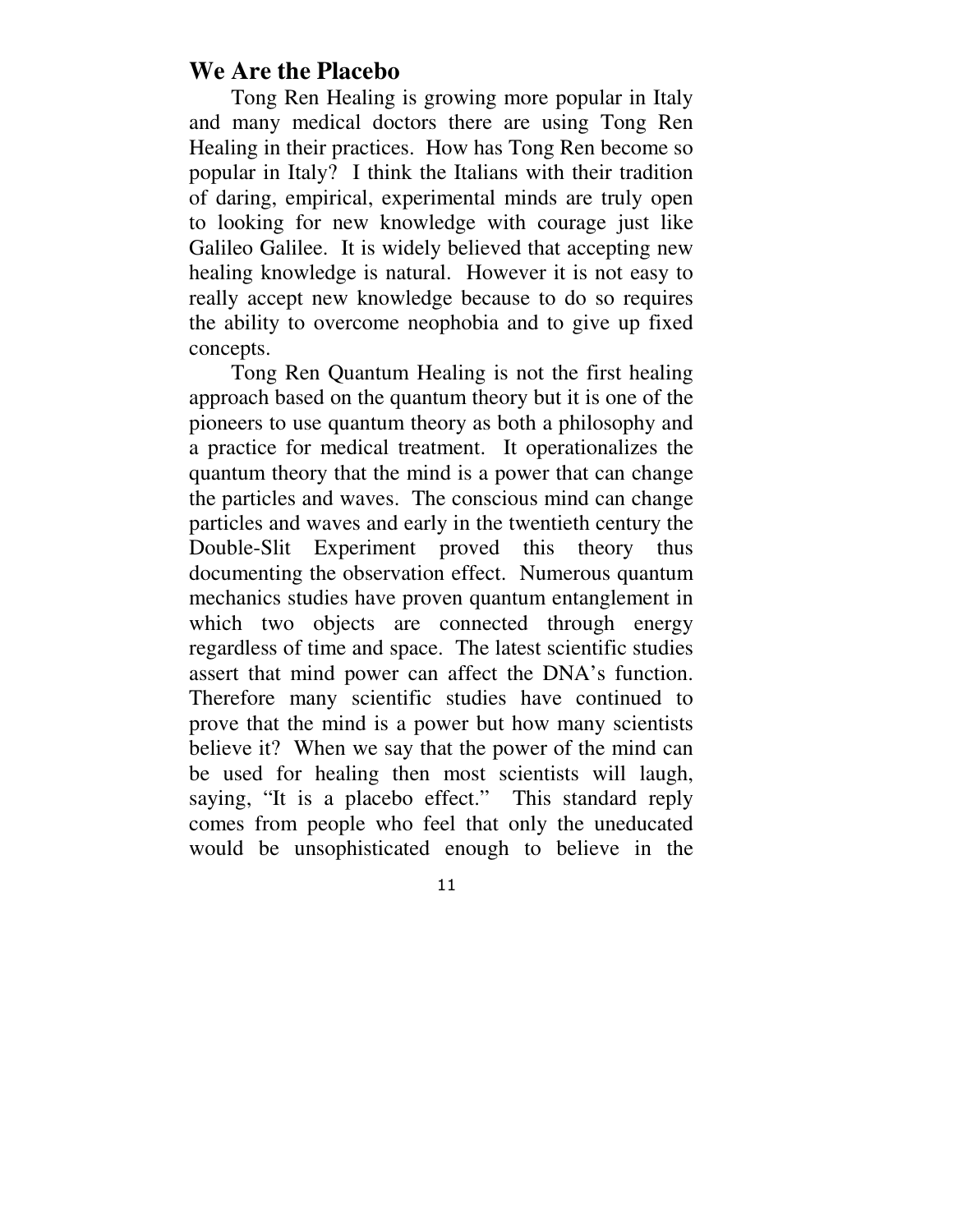## We Are the Placebo

Tong Ren Healing is growing more popular in Italy and many medical doctors there are using Tong Ren Healing in their practices. How has Tong Ren become so popular in Italy? I think the Italians with their tradition of daring, empirical, experimental minds are truly open to looking for new knowledge with courage just like Galileo Galilee. It is widely believed that accepting new healing knowledge is natural. However it is not easy to really accept new knowledge because to do so requires the ability to overcome neophobia and to give up fixed concepts.

Tong Ren Quantum Healing is not the first healing approach based on the quantum theory but it is one of the pioneers to use quantum theory as both a philosophy and a practice for medical treatment. It operationalizes the quantum theory that the mind is a power that can change the particles and waves. The conscious mind can change particles and waves and early in the twentieth century the Double-Slit Experiment proved this theory thus documenting the observation effect. Numerous quantum mechanics studies have proven quantum entanglement in which two objects are connected through energy regardless of time and space. The latest scientific studies assert that mind power can affect the DNA's function. Therefore many scientific studies have continued to prove that the mind is a power but how many scientists believe it? When we say that the power of the mind can be used for healing then most scientists will laugh, saying, "It is a placebo effect." This standard reply comes from people who feel that only the uneducated would be unsophisticated enough to believe in the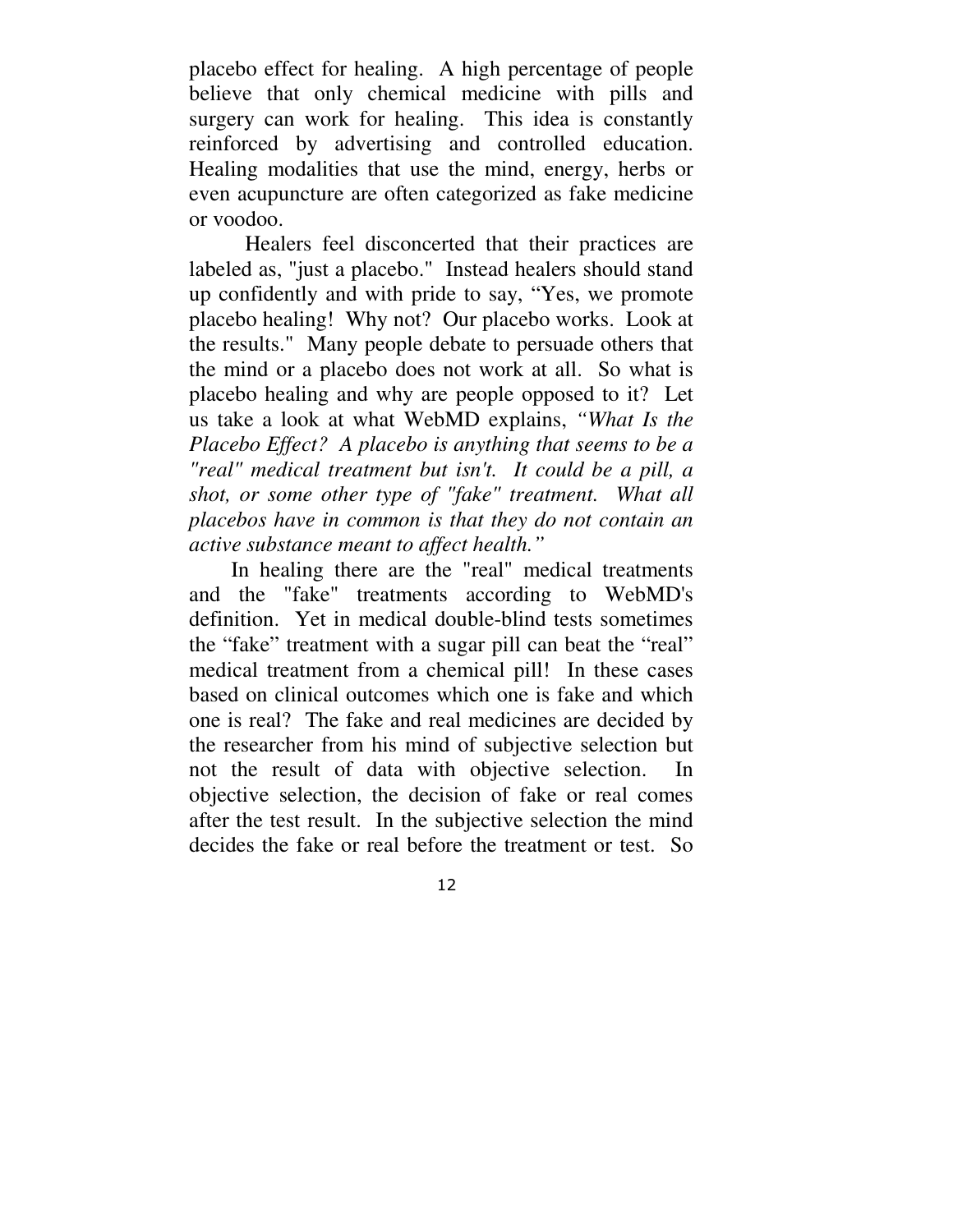placebo effect for healing. A high percentage of people believe that only chemical medicine with pills and surgery can work for healing. This idea is constantly reinforced by advertising and controlled education. Healing modalities that use the mind, energy, herbs or even acupuncture are often categorized as fake medicine or voodoo.

Healers feel disconcerted that their practices are labeled as, "just a placebo." Instead healers should stand up confidently and with pride to say, "Yes, we promote placebo healing! Why not? Our placebo works. Look at the results." Many people debate to persuade others that the mind or a placebo does not work at all. So what is placebo healing and why are people opposed to it? Let us take a look at what WebMD explains, *"What Is the Placebo Effect? A placebo is anything that seems to be a "real" medical treatment but isn't. It could be a pill, a shot, or some other type of "fake" treatment. What all placebos have in common is that they do not contain an active substance meant to affect health."*

In healing there are the "real" medical treatments and the "fake" treatments according to WebMD's definition. Yet in medical double-blind tests sometimes the "fake" treatment with a sugar pill can beat the "real" medical treatment from a chemical pill! In these cases based on clinical outcomes which one is fake and which one is real? The fake and real medicines are decided by the researcher from his mind of subjective selection but not the result of data with objective selection. In objective selection, the decision of fake or real comes after the test result. In the subjective selection the mind decides the fake or real before the treatment or test. So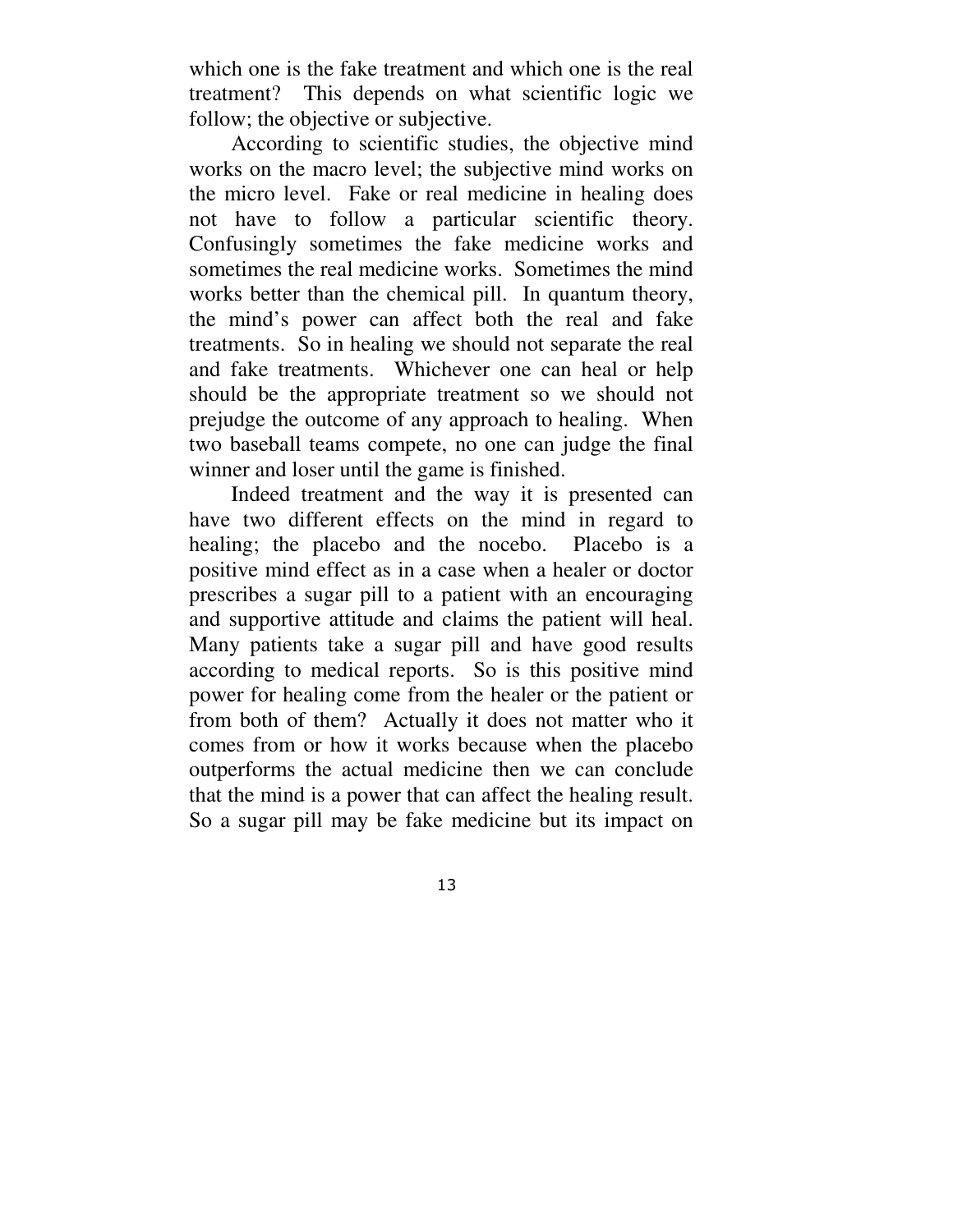which one is the fake treatment and which one is the real treatment? This depends on what scientific logic we follow; the objective or subjective.

According to scientific studies, the objective mind works on the macro level; the subjective mind works on the micro level. Fake or real medicine in healing does not have to follow a particular scientific theory. Confusingly sometimes the fake medicine works and sometimes the real medicine works. Sometimes the mind works better than the chemical pill. In quantum theory, the mind's power can affect both the real and fake treatments. So in healing we should not separate the real and fake treatments. Whichever one can heal or help should be the appropriate treatment so we should not prejudge the outcome of any approach to healing. When two baseball teams compete, no one can judge the final winner and loser until the game is finished.

Indeed treatment and the way it is presented can have two different effects on the mind in regard to healing; the placebo and the nocebo. Placebo is a positive mind effect as in a case when a healer or doctor prescribes a sugar pill to a patient with an encouraging and supportive attitude and claims the patient will heal. Many patients take a sugar pill and have good results according to medical reports. So is this positive mind power for healing come from the healer or the patient or from both of them? Actually it does not matter who it comes from or how it works because when the placebo outperforms the actual medicine then we can conclude that the mind is a power that can affect the healing result. So a sugar pill may be fake medicine but its impact on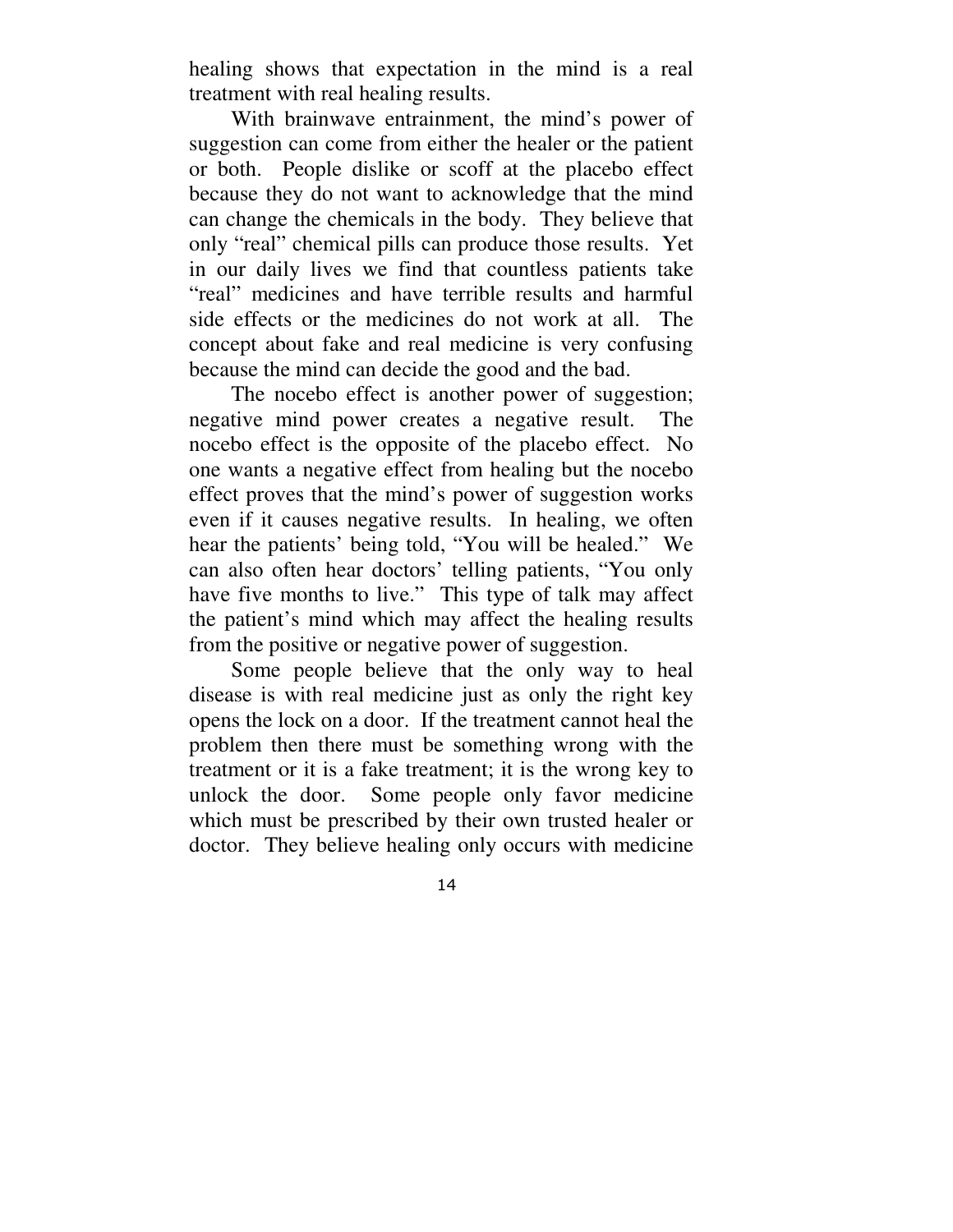healing shows that expectation in the mind is a real treatment with real healing results.

With brainwave entrainment, the mind's power of suggestion can come from either the healer or the patient or both. People dislike or scoff at the placebo effect because they do not want to acknowledge that the mind can change the chemicals in the body. They believe that only "real" chemical pills can produce those results. Yet in our daily lives we find that countless patients take "real" medicines and have terrible results and harmful side effects or the medicines do not work at all. The concept about fake and real medicine is very confusing because the mind can decide the good and the bad.

The nocebo effect is another power of suggestion; negative mind power creates a negative result. The nocebo effect is the opposite of the placebo effect. No one wants a negative effect from healing but the nocebo effect proves that the mind's power of suggestion works even if it causes negative results. In healing, we often hear the patients' being told, "You will be healed." We can also often hear doctors' telling patients, "You only have five months to live." This type of talk may affect the patient's mind which may affect the healing results from the positive or negative power of suggestion.

Some people believe that the only way to heal disease is with real medicine just as only the right key opens the lock on a door. If the treatment cannot heal the problem then there must be something wrong with the treatment or it is a fake treatment; it is the wrong key to unlock the door. Some people only favor medicine which must be prescribed by their own trusted healer or doctor. They believe healing only occurs with medicine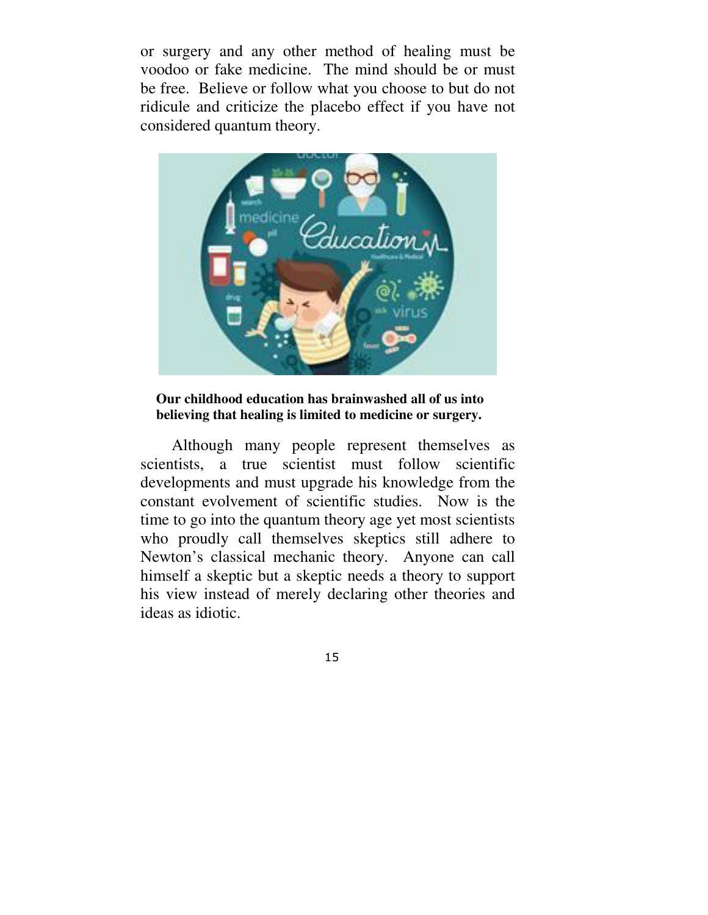or surgery and any other method of healing must be voodoo or fake medicine. The mind should be or must be free. Believe or follow what you choose to but do not ridicule and criticize the placebo effect if you have not considered quantum theory.

**Our childhood education has brainwashed all of us into believing that healing is limited to medicine or surgery.**

Although many people represent themselves as scientists, a true scientist must follow scientific developments and must upgrade his knowledge from the constant evolvement of scientific studies. Now is the time to go into the quantum theory age yet most scientists who proudly call themselves skeptics still adhere to Newton's classical mechanic theory. Anyone can call himself a skeptic but a skeptic needs a theory to support his view instead of merely declaring other theories and ideas as idiotic.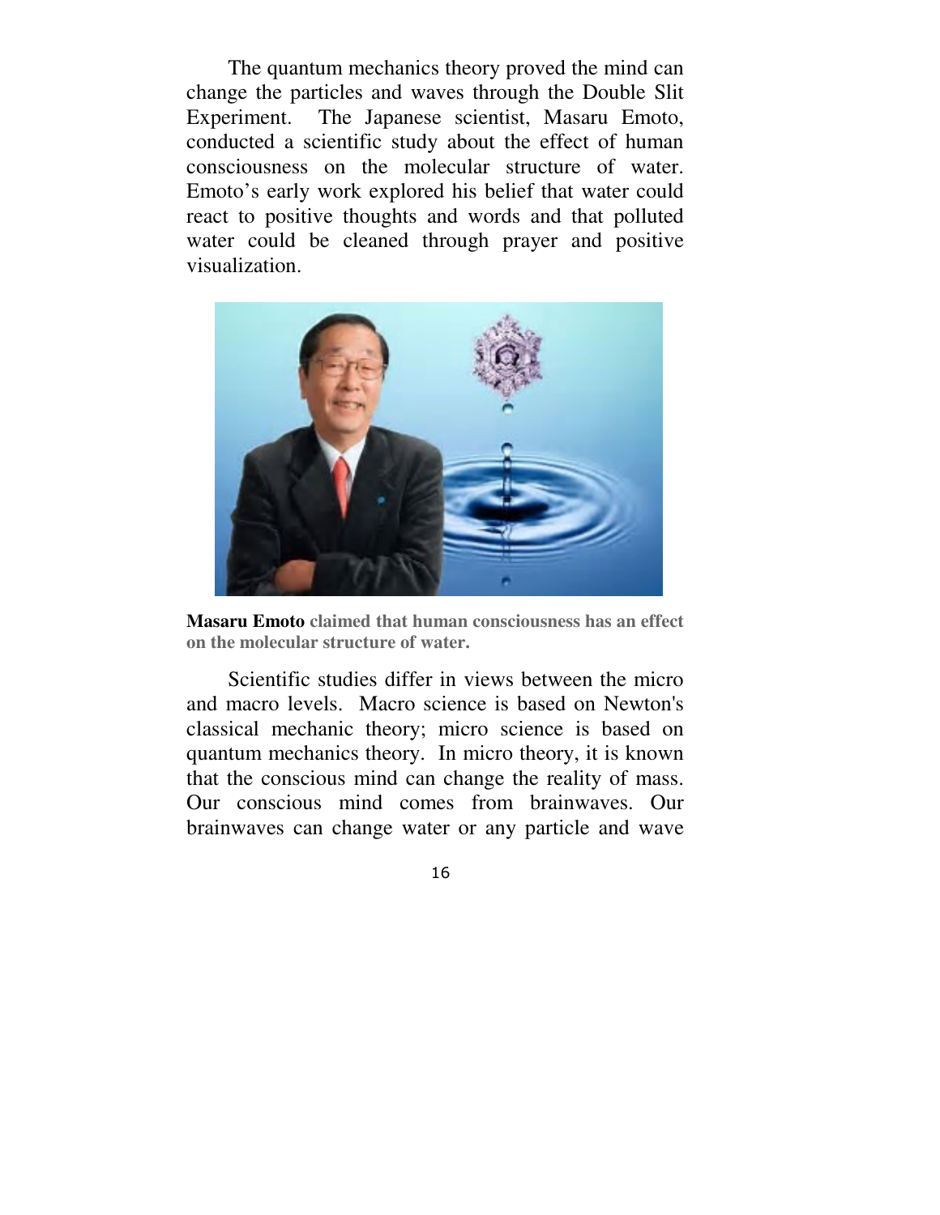The quantum mechanics theory proved the mind can change the particles and waves through the Double Slit Experiment. The Japanese scientist, Masaru Emoto, conducted a scientific study about the effect of human consciousness on the molecular structure of water. Emoto's early work explored his belief that water could react to positive thoughts and words and that polluted water could be cleaned through prayer and positive visualization.

**Masaru Emoto claimed that human consciousness has an effect on the molecular structure of water.**

Scientific studies differ in views between the micro and macro levels. Macro science is based on Newton's classical mechanic theory; micro science is based on quantum mechanics theory. In micro theory, it is known that the conscious mind can change the reality of mass. Our conscious mind comes from brainwaves. Our brainwaves can change water or any particle and wave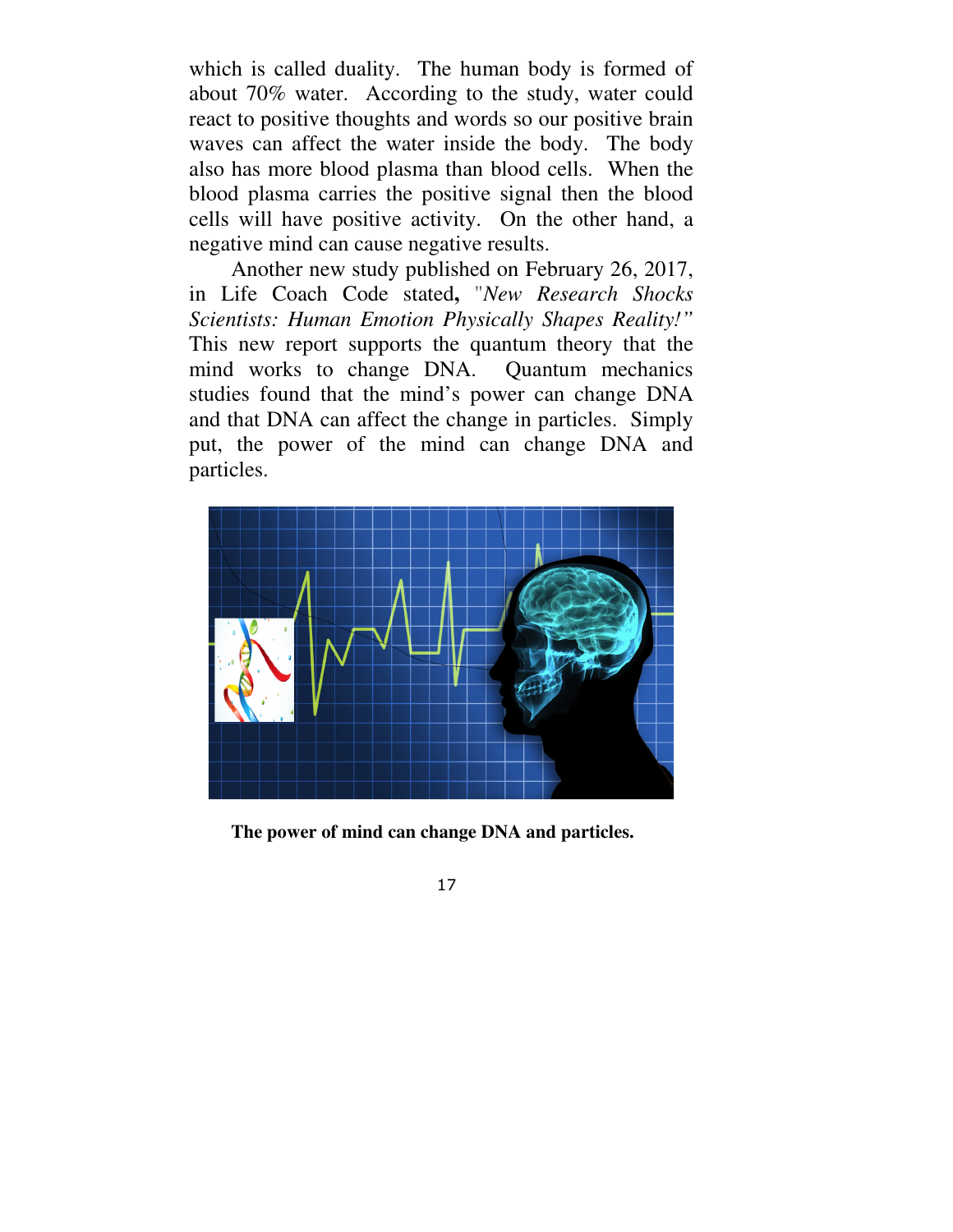which is called duality. The human body is formed of about 70% water. According to the study, water could react to positive thoughts and words so our positive brain waves can affect the water inside the body. The body also has more blood plasma than blood cells. When the blood plasma carries the positive signal then the blood cells will have positive activity. On the other hand, a negative mind can cause negative results.

Another new study published on February 26, 2017, in Life Coach Code stated**,** "*New Research Shocks Scientists: Human Emotion Physically Shapes Reality!"* This new report supports the quantum theory that the mind works to change DNA. Quantum mechanics studies found that the mind's power can change DNA and that DNA can affect the change in particles. Simply put, the power of the mind can change DNA and particles.

**The power of mind can change DNA and particles.**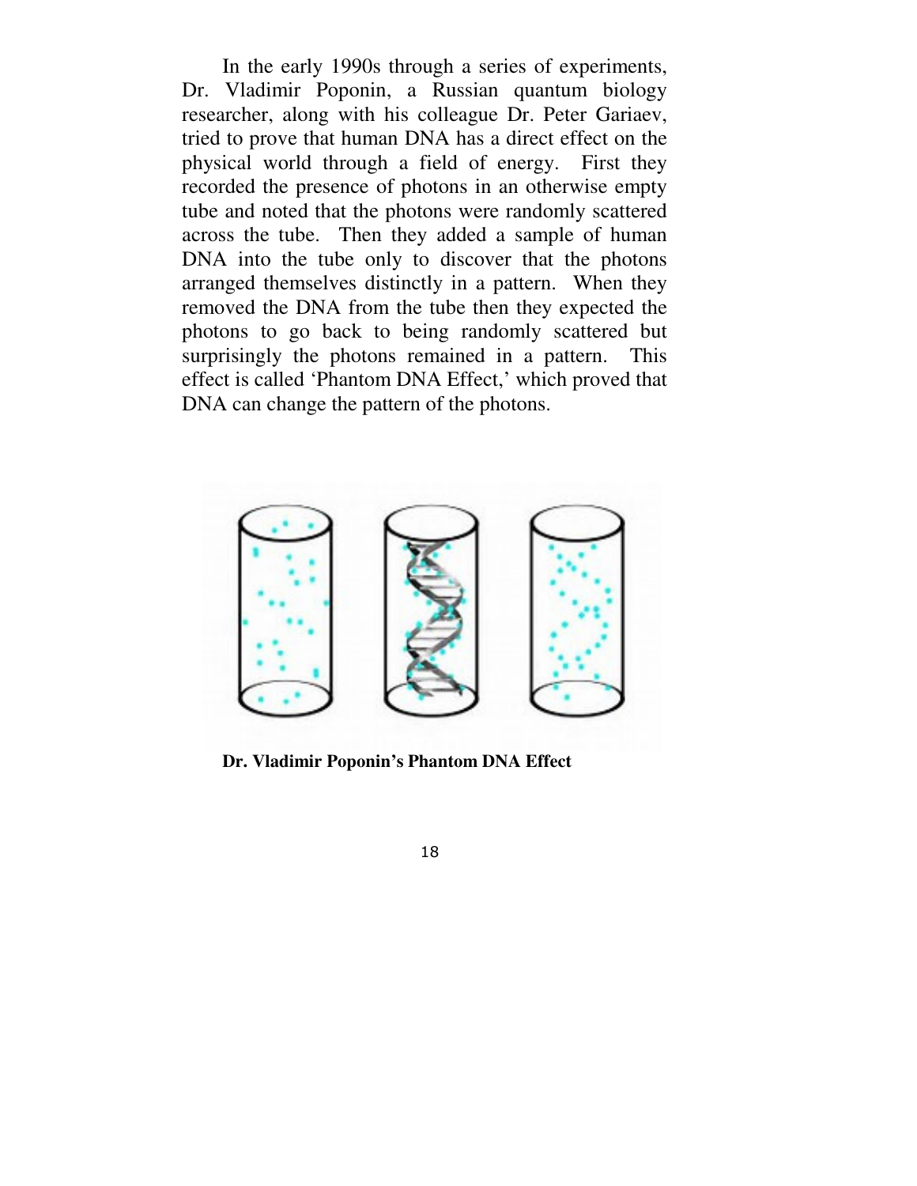In the early 1990s through a series of experiments, Dr. Vladimir Poponin, a Russian quantum biology researcher, along with his colleague Dr. Peter Gariaev, tried to prove that human DNA has a direct effect on the physical world through a field of energy. First they recorded the presence of photons in an otherwise empty tube and noted that the photons were randomly scattered across the tube. Then they added a sample of human DNA into the tube only to discover that the photons arranged themselves distinctly in a pattern. When they removed the DNA from the tube then they expected the photons to go back to being randomly scattered but surprisingly the photons remained in a pattern. This effect is called 'Phantom DNA Effect,' which proved that DNA can change the pattern of the photons.

**Dr. Vladimir Poponin's Phantom DNA Effect**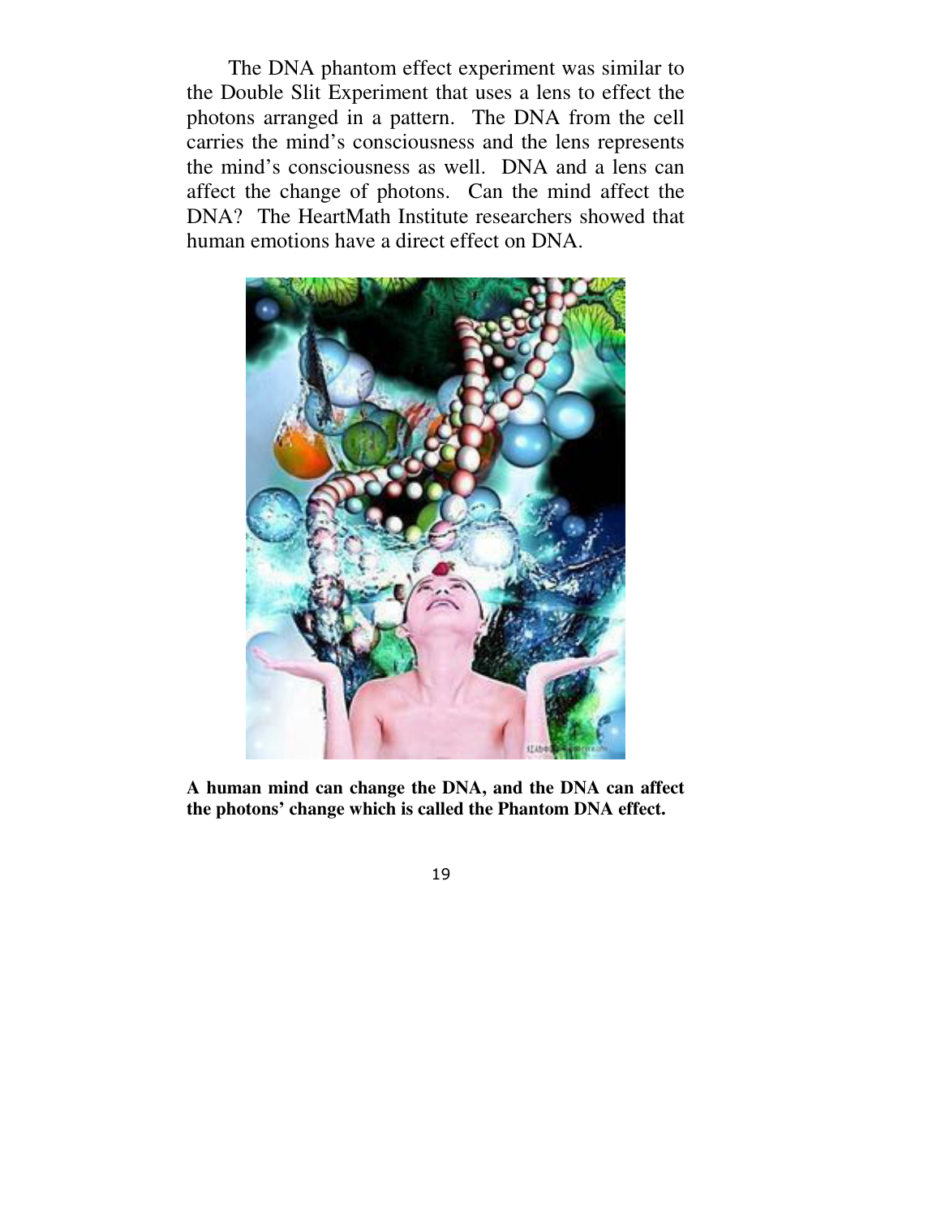The DNA phantom effect experiment was similar to the Double Slit Experiment that uses a lens to effect the photons arranged in a pattern. The DNA from the cell carries the mind's consciousness and the lens represents the mind's consciousness as well. DNA and a lens can affect the change of photons. Can the mind affect the DNA? The HeartMath Institute researchers showed that human emotions have a direct effect on DNA.

**A human mind can change the DNA, and the DNA can affect the photons' change which is called the Phantom DNA effect.**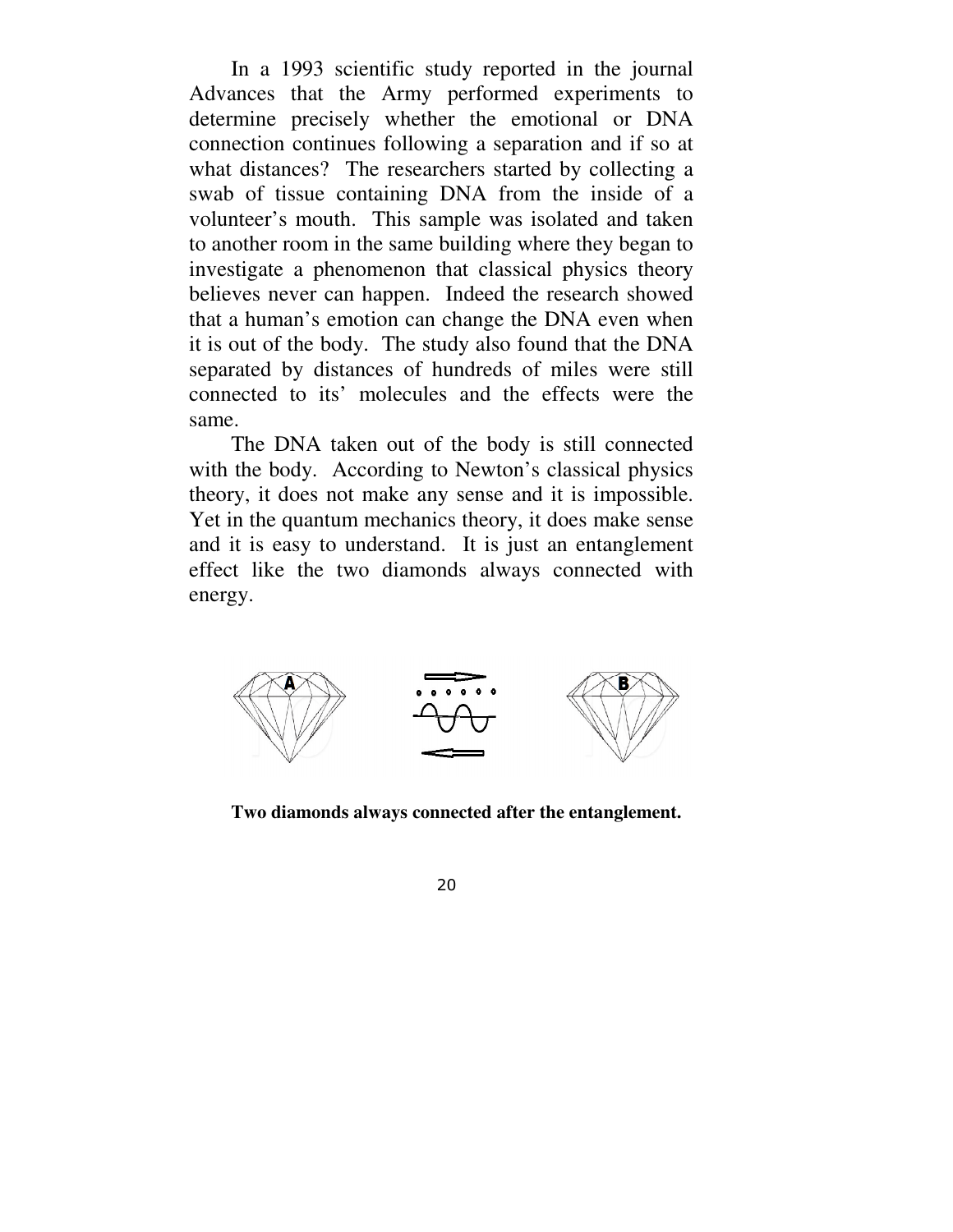In a 1993 scientific study reported in the journal Advances that the Army performed experiments to determine precisely whether the emotional or DNA connection continues following a separation and if so at what distances? The researchers started by collecting a swab of tissue containing DNA from the inside of a volunteer's mouth. This sample was isolated and taken to another room in the same building where they began to investigate a phenomenon that classical physics theory believes never can happen. Indeed the research showed that a human's emotion can change the DNA even when it is out of the body. The study also found that the DNA separated by distances of hundreds of miles were still connected to its' molecules and the effects were the same.

The DNA taken out of the body is still connected with the body. According to Newton's classical physics theory, it does not make any sense and it is impossible. Yet in the quantum mechanics theory, it does make sense and it is easy to understand. It is just an entanglement effect like the two diamonds always connected with energy.

**Two diamonds always connected after the entanglement.**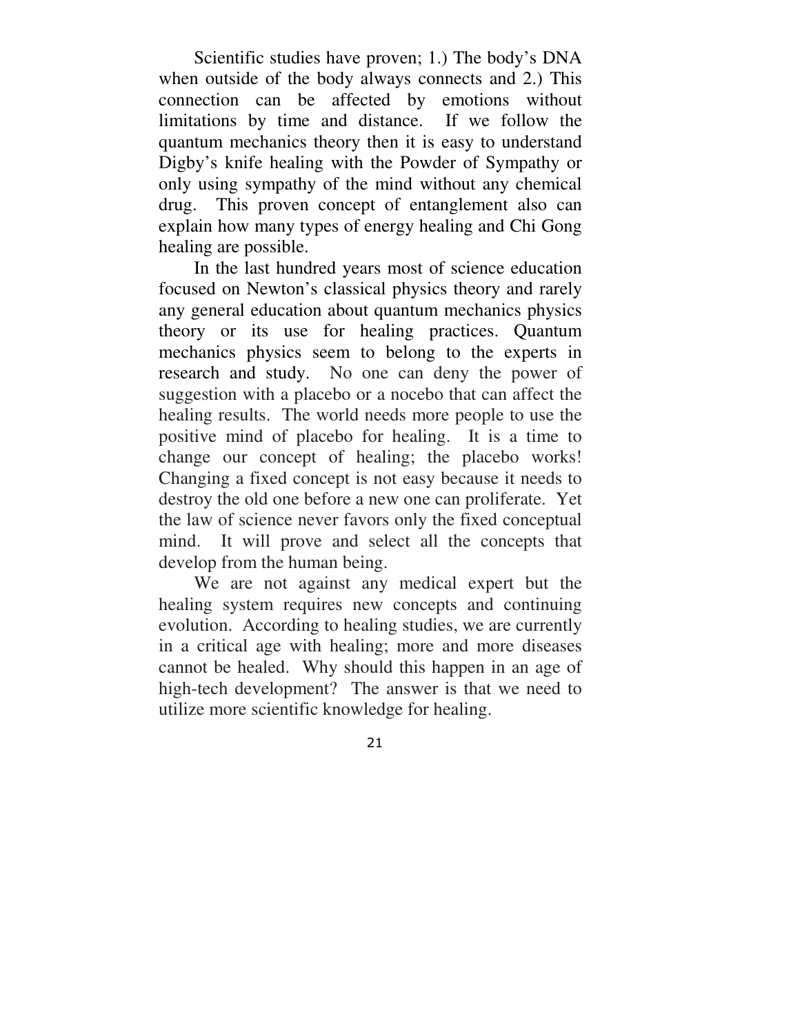Scientific studies have proven; 1.) The body's DNA when outside of the body always connects and 2.) This connection can be affected by emotions without limitations by time and distance. If we follow the quantum mechanics theory then it is easy to understand Digby's knife healing with the Powder of Sympathy or only using sympathy of the mind without any chemical drug. This proven concept of entanglement also can explain how many types of energy healing and Chi Gong healing are possible.

In the last hundred years most of science education focused on Newton's classical physics theory and rarely any general education about quantum mechanics physics theory or its use for healing practices. Quantum mechanics physics seem to belong to the experts in research and study. No one can deny the power of suggestion with a placebo or a nocebo that can affect the healing results. The world needs more people to use the positive mind of placebo for healing. It is a time to change our concept of healing; the placebo works! Changing a fixed concept is not easy because it needs to destroy the old one before a new one can proliferate. Yet the law of science never favors only the fixed conceptual mind. It will prove and select all the concepts that develop from the human being.

We are not against any medical expert but the healing system requires new concepts and continuing evolution. According to healing studies, we are currently in a critical age with healing; more and more diseases cannot be healed. Why should this happen in an age of high-tech development? The answer is that we need to utilize more scientific knowledge for healing.